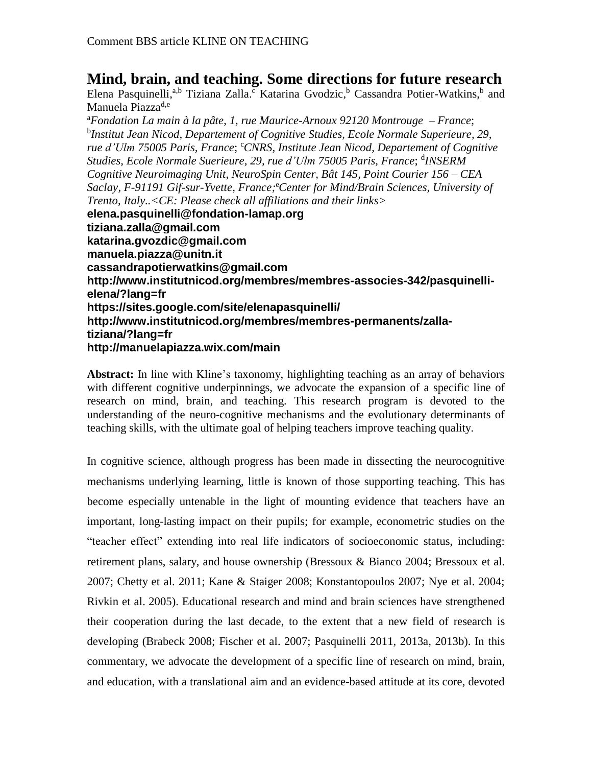Comment BBS article KLINE ON TEACHING

# Mind, brain, and teaching. Some directions for future research

Elena Pasquinelli,[a,b] Tiziana Zalla.[c] Katarina Gvodzic,[b] Cassandra Potier-Watkins,[b] and Manuela Piazza[d,e]

[a]*Fondation La main à la pâte, 1, rue Maurice-Arnoux 92120 Montrouge – France*; [b]*Institut Jean Nicod, Departement of Cognitive Studies, Ecole Normale Superieure, 29, rue d'Ulm 75005 Paris, France*; [c]*CNRS, Institute Jean Nicod, Departement of Cognitive Studies, Ecole Normale Suerieure, 29, rue d'Ulm 75005 Paris, France*; [d]*INSERM Cognitive Neuroimaging Unit, NeuroSpin Center, Bât 145, Point Courier 156 – CEA Saclay, F-91191 Gif-sur-Yvette, France;*[e]*Center for Mind/Brain Sciences, University of Trento, Italy..<CE: Please check all affiliations and their links>*

**elena.pasquinelli@fondation-lamap.org**
**tiziana.zalla@gmail.com**
**katarina.gvozdic@gmail.com**
**manuela.piazza@unitn.it**
**cassandrapotierwatkins@gmail.com**
**http://www.institutnicod.org/membres/membres-associes-342/pasquinelli-elena/?lang=fr**
**https://sites.google.com/site/elenapasquinelli/**
**http://www.institutnicod.org/membres/membres-permanents/zalla-tiziana/?lang=fr**
**http://manuelapiazza.wix.com/main**

**Abstract:** In line with Kline's taxonomy, highlighting teaching as an array of behaviors with different cognitive underpinnings, we advocate the expansion of a specific line of research on mind, brain, and teaching. This research program is devoted to the understanding of the neuro-cognitive mechanisms and the evolutionary determinants of teaching skills, with the ultimate goal of helping teachers improve teaching quality.

In cognitive science, although progress has been made in dissecting the neurocognitive mechanisms underlying learning, little is known of those supporting teaching. This has become especially untenable in the light of mounting evidence that teachers have an important, long-lasting impact on their pupils; for example, econometric studies on the "teacher effect" extending into real life indicators of socioeconomic status, including: retirement plans, salary, and house ownership (Bressoux & Bianco 2004; Bressoux et al. 2007; Chetty et al. 2011; Kane & Staiger 2008; Konstantopoulos 2007; Nye et al. 2004; Rivkin et al. 2005). Educational research and mind and brain sciences have strengthened their cooperation during the last decade, to the extent that a new field of research is developing (Brabeck 2008; Fischer et al. 2007; Pasquinelli 2011, 2013a, 2013b). In this commentary, we advocate the development of a specific line of research on mind, brain, and education, with a translational aim and an evidence-based attitude at its core, devoted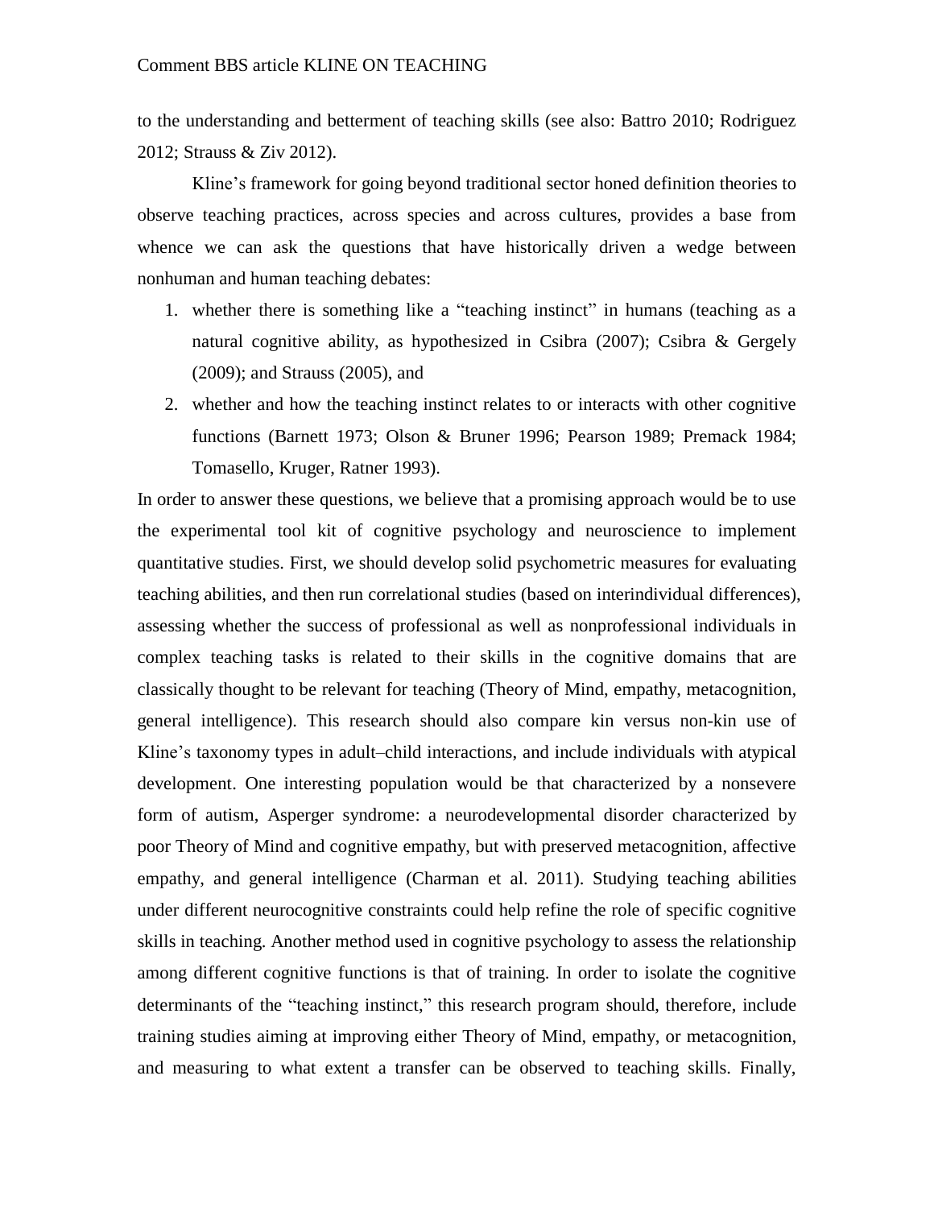to the understanding and betterment of teaching skills (see also: Battro 2010; Rodriguez 2012; Strauss & Ziv 2012).

Kline's framework for going beyond traditional sector honed definition theories to observe teaching practices, across species and across cultures, provides a base from whence we can ask the questions that have historically driven a wedge between nonhuman and human teaching debates:

1. whether there is something like a "teaching instinct" in humans (teaching as a natural cognitive ability, as hypothesized in Csibra (2007); Csibra & Gergely (2009); and Strauss (2005), and
2. whether and how the teaching instinct relates to or interacts with other cognitive functions (Barnett 1973; Olson & Bruner 1996; Pearson 1989; Premack 1984; Tomasello, Kruger, Ratner 1993).

In order to answer these questions, we believe that a promising approach would be to use the experimental tool kit of cognitive psychology and neuroscience to implement quantitative studies. First, we should develop solid psychometric measures for evaluating teaching abilities, and then run correlational studies (based on interindividual differences), assessing whether the success of professional as well as nonprofessional individuals in complex teaching tasks is related to their skills in the cognitive domains that are classically thought to be relevant for teaching (Theory of Mind, empathy, metacognition, general intelligence). This research should also compare kin versus non-kin use of Kline's taxonomy types in adult–child interactions, and include individuals with atypical development. One interesting population would be that characterized by a nonsevere form of autism, Asperger syndrome: a neurodevelopmental disorder characterized by poor Theory of Mind and cognitive empathy, but with preserved metacognition, affective empathy, and general intelligence (Charman et al. 2011). Studying teaching abilities under different neurocognitive constraints could help refine the role of specific cognitive skills in teaching. Another method used in cognitive psychology to assess the relationship among different cognitive functions is that of training. In order to isolate the cognitive determinants of the "teaching instinct," this research program should, therefore, include training studies aiming at improving either Theory of Mind, empathy, or metacognition, and measuring to what extent a transfer can be observed to teaching skills. Finally,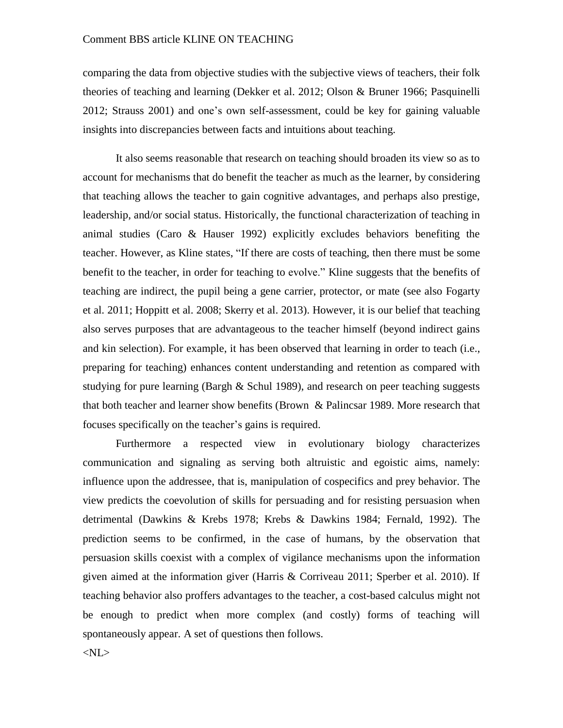comparing the data from objective studies with the subjective views of teachers, their folk theories of teaching and learning (Dekker et al. 2012; Olson & Bruner 1966; Pasquinelli 2012; Strauss 2001) and one's own self-assessment, could be key for gaining valuable insights into discrepancies between facts and intuitions about teaching.

It also seems reasonable that research on teaching should broaden its view so as to account for mechanisms that do benefit the teacher as much as the learner, by considering that teaching allows the teacher to gain cognitive advantages, and perhaps also prestige, leadership, and/or social status. Historically, the functional characterization of teaching in animal studies (Caro & Hauser 1992) explicitly excludes behaviors benefiting the teacher. However, as Kline states, "If there are costs of teaching, then there must be some benefit to the teacher, in order for teaching to evolve." Kline suggests that the benefits of teaching are indirect, the pupil being a gene carrier, protector, or mate (see also Fogarty et al. 2011; Hoppitt et al. 2008; Skerry et al. 2013). However, it is our belief that teaching also serves purposes that are advantageous to the teacher himself (beyond indirect gains and kin selection). For example, it has been observed that learning in order to teach (i.e., preparing for teaching) enhances content understanding and retention as compared with studying for pure learning (Bargh & Schul 1989), and research on peer teaching suggests that both teacher and learner show benefits (Brown & Palincsar 1989. More research that focuses specifically on the teacher's gains is required.

Furthermore a respected view in evolutionary biology characterizes communication and signaling as serving both altruistic and egoistic aims, namely: influence upon the addressee, that is, manipulation of cospecifics and prey behavior. The view predicts the coevolution of skills for persuading and for resisting persuasion when detrimental (Dawkins & Krebs 1978; Krebs & Dawkins 1984; Fernald, 1992). The prediction seems to be confirmed, in the case of humans, by the observation that persuasion skills coexist with a complex of vigilance mechanisms upon the information given aimed at the information giver (Harris & Corriveau 2011; Sperber et al. 2010). If teaching behavior also proffers advantages to the teacher, a cost-based calculus might not be enough to predict when more complex (and costly) forms of teaching will spontaneously appear. A set of questions then follows.

<NL>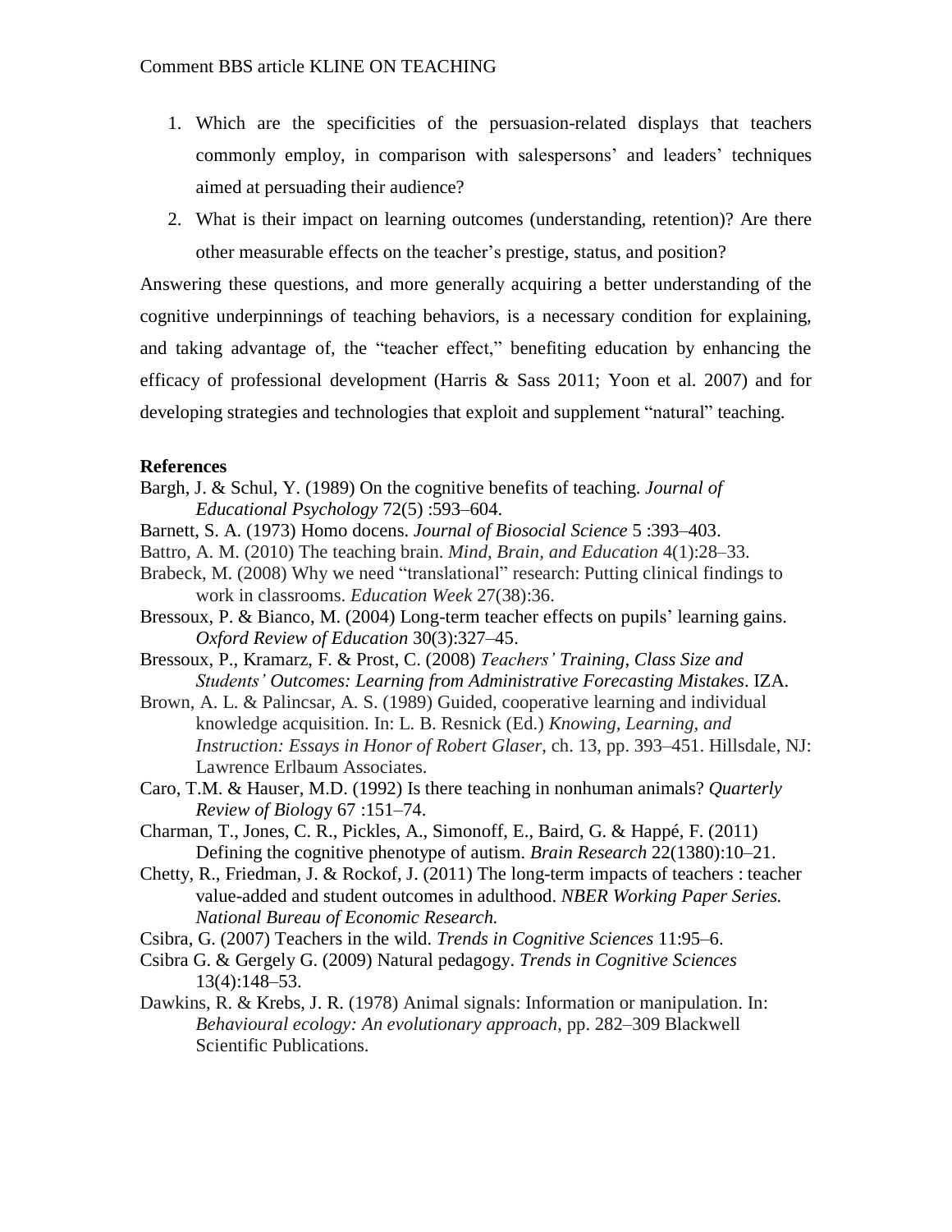1. Which are the specificities of the persuasion-related displays that teachers commonly employ, in comparison with salespersons' and leaders' techniques aimed at persuading their audience?
2. What is their impact on learning outcomes (understanding, retention)? Are there other measurable effects on the teacher's prestige, status, and position?

Answering these questions, and more generally acquiring a better understanding of the cognitive underpinnings of teaching behaviors, is a necessary condition for explaining, and taking advantage of, the "teacher effect," benefiting education by enhancing the efficacy of professional development (Harris & Sass 2011; Yoon et al. 2007) and for developing strategies and technologies that exploit and supplement "natural" teaching.

**References**

Bargh, J. & Schul, Y. (1989) On the cognitive benefits of teaching. *Journal of Educational Psychology* 72(5) :593–604.

Barnett, S. A. (1973) Homo docens. *Journal of Biosocial Science* 5 :393–403.

Battro, A. M. (2010) The teaching brain. *Mind, Brain, and Education* 4(1):28–33.

Brabeck, M. (2008) Why we need "translational" research: Putting clinical findings to work in classrooms. *Education Week* 27(38):36.

Bressoux, P. & Bianco, M. (2004) Long-term teacher effects on pupils' learning gains. *Oxford Review of Education* 30(3):327–45.

Bressoux, P., Kramarz, F. & Prost, C. (2008) *Teachers' Training, Class Size and Students' Outcomes: Learning from Administrative Forecasting Mistakes*. IZA.

Brown, A. L. & Palincsar, A. S. (1989) Guided, cooperative learning and individual knowledge acquisition. In: L. B. Resnick (Ed.) *Knowing, Learning, and Instruction: Essays in Honor of Robert Glaser*, ch. 13, pp. 393–451. Hillsdale, NJ: Lawrence Erlbaum Associates.

Caro, T.M. & Hauser, M.D. (1992) Is there teaching in nonhuman animals? *Quarterly Review of Biology* 67 :151–74.

Charman, T., Jones, C. R., Pickles, A., Simonoff, E., Baird, G. & Happé, F. (2011) Defining the cognitive phenotype of autism. *Brain Research* 22(1380):10–21.

Chetty, R., Friedman, J. & Rockof, J. (2011) The long-term impacts of teachers : teacher value-added and student outcomes in adulthood. *NBER Working Paper Series. National Bureau of Economic Research.*

Csibra, G. (2007) Teachers in the wild. *Trends in Cognitive Sciences* 11:95–6.

Csibra G. & Gergely G. (2009) Natural pedagogy. *Trends in Cognitive Sciences* 13(4):148–53.

Dawkins, R. & Krebs, J. R. (1978) Animal signals: Information or manipulation. In: *Behavioural ecology: An evolutionary approach*, pp. 282–309 Blackwell Scientific Publications.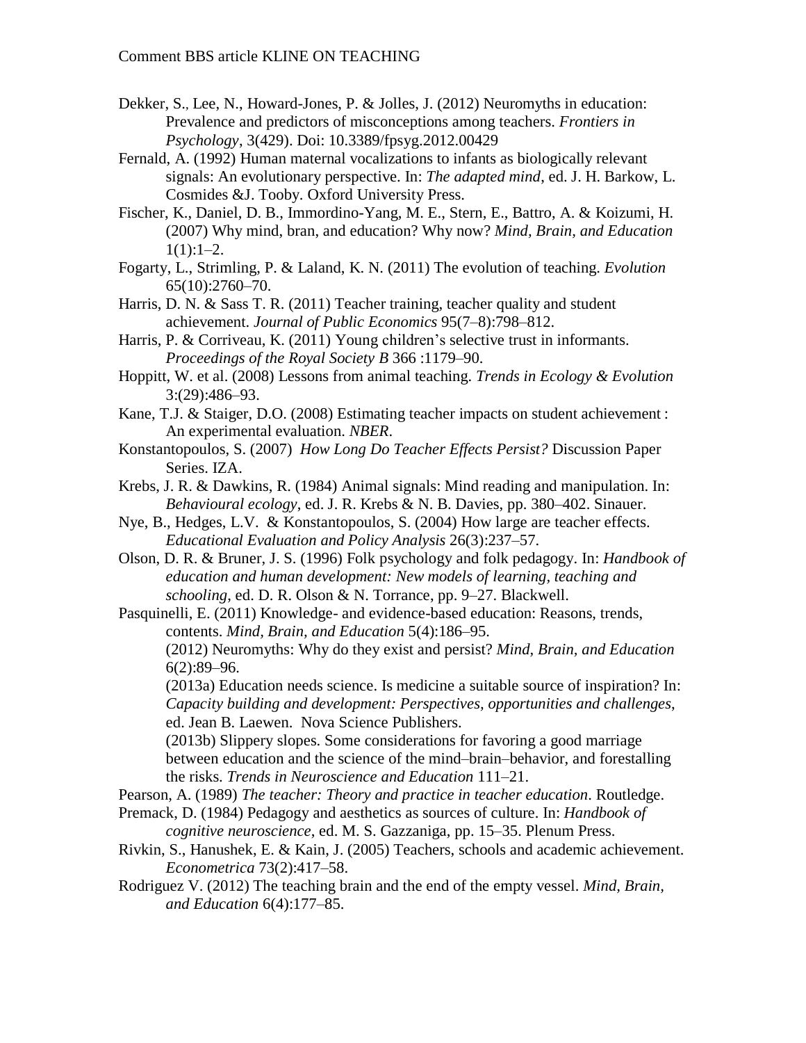Dekker, S., Lee, N., Howard-Jones, P. & Jolles, J. (2012) Neuromyths in education: Prevalence and predictors of misconceptions among teachers. *Frontiers in Psychology*, 3(429). Doi: 10.3389/fpsyg.2012.00429

Fernald, A. (1992) Human maternal vocalizations to infants as biologically relevant signals: An evolutionary perspective. In: *The adapted mind*, ed. J. H. Barkow, L. Cosmides &J. Tooby. Oxford University Press.

Fischer, K., Daniel, D. B., Immordino-Yang, M. E., Stern, E., Battro, A. & Koizumi, H. (2007) Why mind, bran, and education? Why now? *Mind, Brain, and Education* 1(1):1–2.

Fogarty, L., Strimling, P. & Laland, K. N. (2011) The evolution of teaching. *Evolution* 65(10):2760–70.

Harris, D. N. & Sass T. R. (2011) Teacher training, teacher quality and student achievement. *Journal of Public Economics* 95(7–8):798–812.

Harris, P. & Corriveau, K. (2011) Young children's selective trust in informants. *Proceedings of the Royal Society B* 366 :1179–90.

Hoppitt, W. et al. (2008) Lessons from animal teaching. *Trends in Ecology & Evolution* 3:(29):486–93.

Kane, T.J. & Staiger, D.O. (2008) Estimating teacher impacts on student achievement : An experimental evaluation. *NBER*.

Konstantopoulos, S. (2007) *How Long Do Teacher Effects Persist?* Discussion Paper Series. IZA.

Krebs, J. R. & Dawkins, R. (1984) Animal signals: Mind reading and manipulation. In: *Behavioural ecology*, ed. J. R. Krebs & N. B. Davies, pp. 380–402. Sinauer.

Nye, B., Hedges, L.V. & Konstantopoulos, S. (2004) How large are teacher effects. *Educational Evaluation and Policy Analysis* 26(3):237–57.

Olson, D. R. & Bruner, J. S. (1996) Folk psychology and folk pedagogy. In: *Handbook of education and human development: New models of learning, teaching and schooling*, ed. D. R. Olson & N. Torrance, pp. 9–27. Blackwell.

Pasquinelli, E. (2011) Knowledge- and evidence-based education: Reasons, trends, contents. *Mind, Brain, and Education* 5(4):186–95.

(2012) Neuromyths: Why do they exist and persist? *Mind, Brain, and Education* 6(2):89–96.

(2013a) Education needs science. Is medicine a suitable source of inspiration? In: *Capacity building and development: Perspectives, opportunities and challenges*, ed. Jean B. Laewen. Nova Science Publishers.

(2013b) Slippery slopes. Some considerations for favoring a good marriage between education and the science of the mind–brain–behavior, and forestalling the risks. *Trends in Neuroscience and Education* 111–21.

Pearson, A. (1989) *The teacher: Theory and practice in teacher education*. Routledge.

Premack, D. (1984) Pedagogy and aesthetics as sources of culture. In: *Handbook of cognitive neuroscience*, ed. M. S. Gazzaniga, pp. 15–35. Plenum Press.

Rivkin, S., Hanushek, E. & Kain, J. (2005) Teachers, schools and academic achievement. *Econometrica* 73(2):417–58.

Rodriguez V. (2012) The teaching brain and the end of the empty vessel. *Mind, Brain, and Education* 6(4):177–85.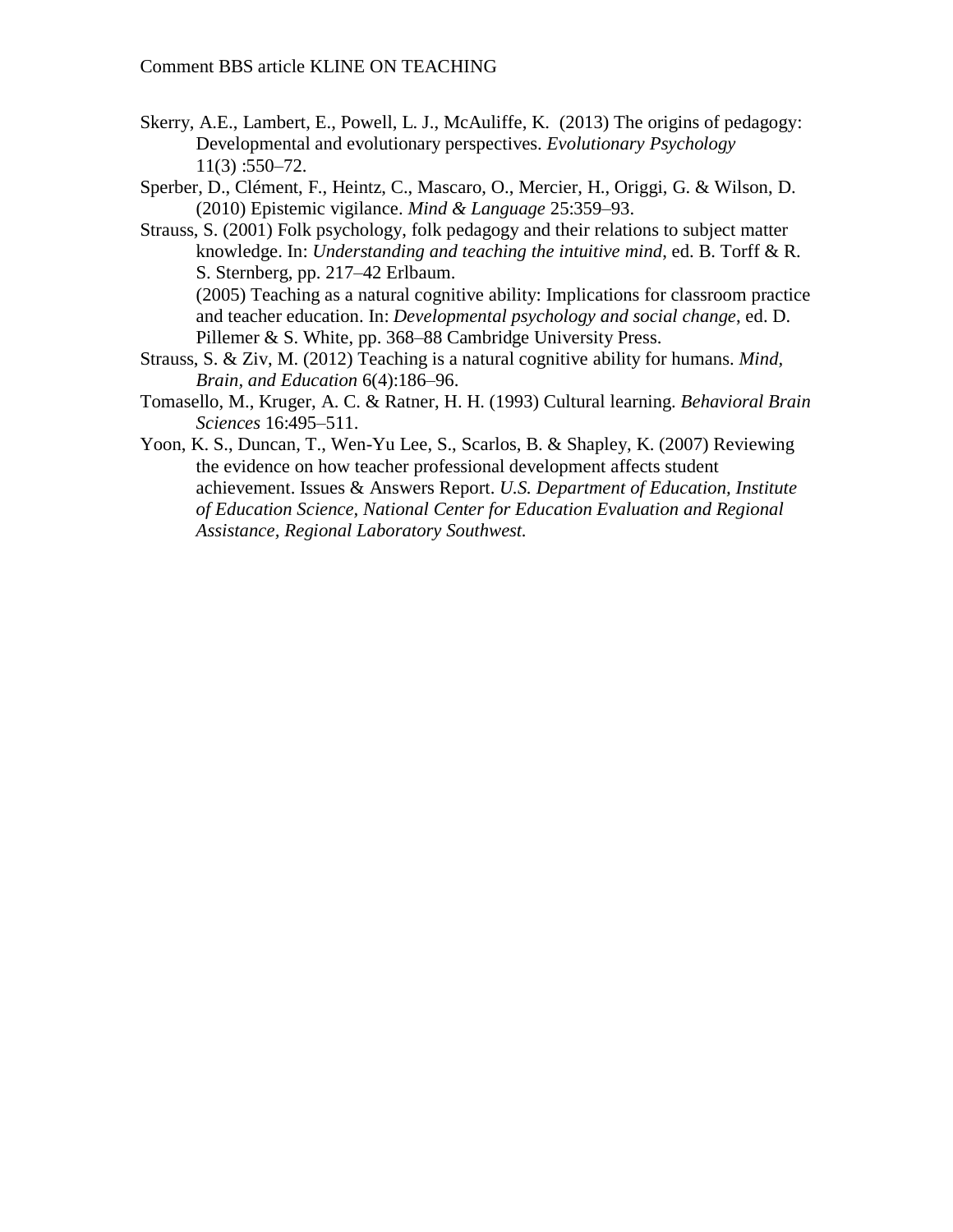Skerry, A.E., Lambert, E., Powell, L. J., McAuliffe, K. (2013) The origins of pedagogy: Developmental and evolutionary perspectives. *Evolutionary Psychology* 11(3) :550–72.

Sperber, D., Clément, F., Heintz, C., Mascaro, O., Mercier, H., Origgi, G. & Wilson, D. (2010) Epistemic vigilance. *Mind & Language* 25:359–93.

Strauss, S. (2001) Folk psychology, folk pedagogy and their relations to subject matter knowledge. In: *Understanding and teaching the intuitive mind*, ed. B. Torff & R. S. Sternberg, pp. 217–42 Erlbaum.

(2005) Teaching as a natural cognitive ability: Implications for classroom practice and teacher education. In: *Developmental psychology and social change*, ed. D. Pillemer & S. White, pp. 368–88 Cambridge University Press.

Strauss, S. & Ziv, M. (2012) Teaching is a natural cognitive ability for humans. *Mind, Brain, and Education* 6(4):186–96.

Tomasello, M., Kruger, A. C. & Ratner, H. H. (1993) Cultural learning. *Behavioral Brain Sciences* 16:495–511.

Yoon, K. S., Duncan, T., Wen-Yu Lee, S., Scarlos, B. & Shapley, K. (2007) Reviewing the evidence on how teacher professional development affects student achievement. Issues & Answers Report. *U.S. Department of Education, Institute of Education Science, National Center for Education Evaluation and Regional Assistance, Regional Laboratory Southwest.*